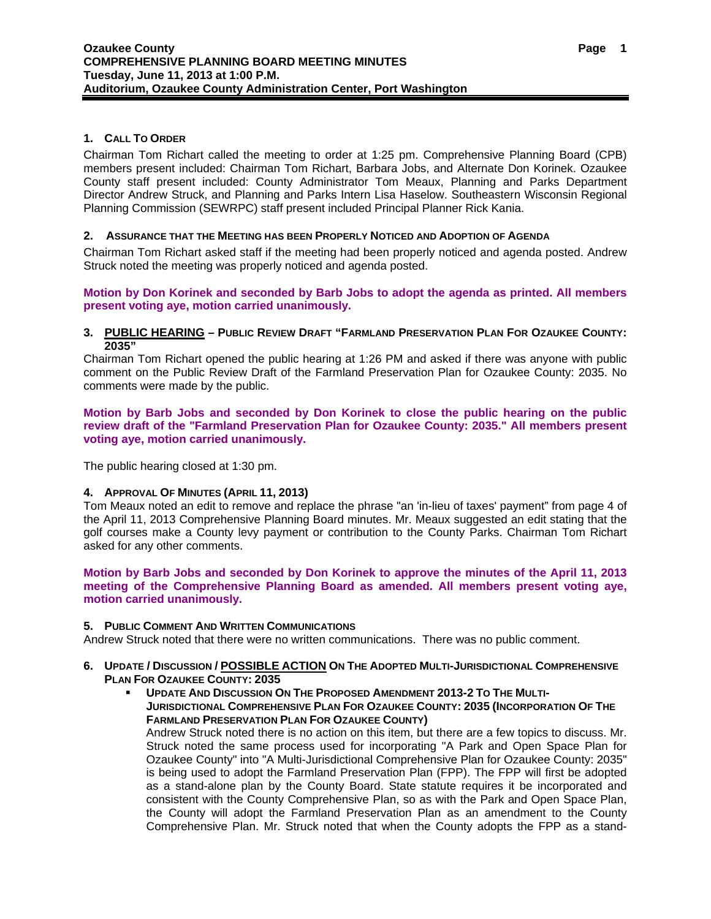# Ozaukee County
## COMPREHENSIVE PLANNING BOARD MEETING MINUTES
**Tuesday, June 11, 2013 at 1:00 P.M.**
**Auditorium, Ozaukee County Administration Center, Port Washington**

### 1. CALL TO ORDER

Chairman Tom Richart called the meeting to order at 1:25 pm. Comprehensive Planning Board (CPB) members present included: Chairman Tom Richart, Barbara Jobs, and Alternate Don Korinek. Ozaukee County staff present included: County Administrator Tom Meaux, Planning and Parks Department Director Andrew Struck, and Planning and Parks Intern Lisa Haselow. Southeastern Wisconsin Regional Planning Commission (SEWRPC) staff present included Principal Planner Rick Kania.

### 2. ASSURANCE THAT THE MEETING HAS BEEN PROPERLY NOTICED AND ADOPTION OF AGENDA

Chairman Tom Richart asked staff if the meeting had been properly noticed and agenda posted. Andrew Struck noted the meeting was properly noticed and agenda posted.

**Motion by Don Korinek and seconded by Barb Jobs to adopt the agenda as printed. All members present voting aye, motion carried unanimously.**

### 3. PUBLIC HEARING – PUBLIC REVIEW DRAFT "FARMLAND PRESERVATION PLAN FOR OZAUKEE COUNTY: 2035"

Chairman Tom Richart opened the public hearing at 1:26 PM and asked if there was anyone with public comment on the Public Review Draft of the Farmland Preservation Plan for Ozaukee County: 2035. No comments were made by the public.

**Motion by Barb Jobs and seconded by Don Korinek to close the public hearing on the public review draft of the "Farmland Preservation Plan for Ozaukee County: 2035." All members present voting aye, motion carried unanimously.**

The public hearing closed at 1:30 pm.

### 4. APPROVAL OF MINUTES (APRIL 11, 2013)

Tom Meaux noted an edit to remove and replace the phrase "an 'in-lieu of taxes' payment" from page 4 of the April 11, 2013 Comprehensive Planning Board minutes. Mr. Meaux suggested an edit stating that the golf courses make a County levy payment or contribution to the County Parks. Chairman Tom Richart asked for any other comments.

**Motion by Barb Jobs and seconded by Don Korinek to approve the minutes of the April 11, 2013 meeting of the Comprehensive Planning Board as amended. All members present voting aye, motion carried unanimously.**

### 5. PUBLIC COMMENT AND WRITTEN COMMUNICATIONS

Andrew Struck noted that there were no written communications. There was no public comment.

### 6. UPDATE / DISCUSSION / POSSIBLE ACTION ON THE ADOPTED MULTI-JURISDICTIONAL COMPREHENSIVE PLAN FOR OZAUKEE COUNTY: 2035

- **UPDATE AND DISCUSSION ON THE PROPOSED AMENDMENT 2013-2 TO THE MULTI-JURISDICTIONAL COMPREHENSIVE PLAN FOR OZAUKEE COUNTY: 2035 (INCORPORATION OF THE FARMLAND PRESERVATION PLAN FOR OZAUKEE COUNTY)**

  Andrew Struck noted there is no action on this item, but there are a few topics to discuss. Mr. Struck noted the same process used for incorporating "A Park and Open Space Plan for Ozaukee County" into "A Multi-Jurisdictional Comprehensive Plan for Ozaukee County: 2035" is being used to adopt the Farmland Preservation Plan (FPP). The FPP will first be adopted as a stand-alone plan by the County Board. State statute requires it be incorporated and consistent with the County Comprehensive Plan, so as with the Park and Open Space Plan, the County will adopt the Farmland Preservation Plan as an amendment to the County Comprehensive Plan. Mr. Struck noted that when the County adopts the FPP as a stand-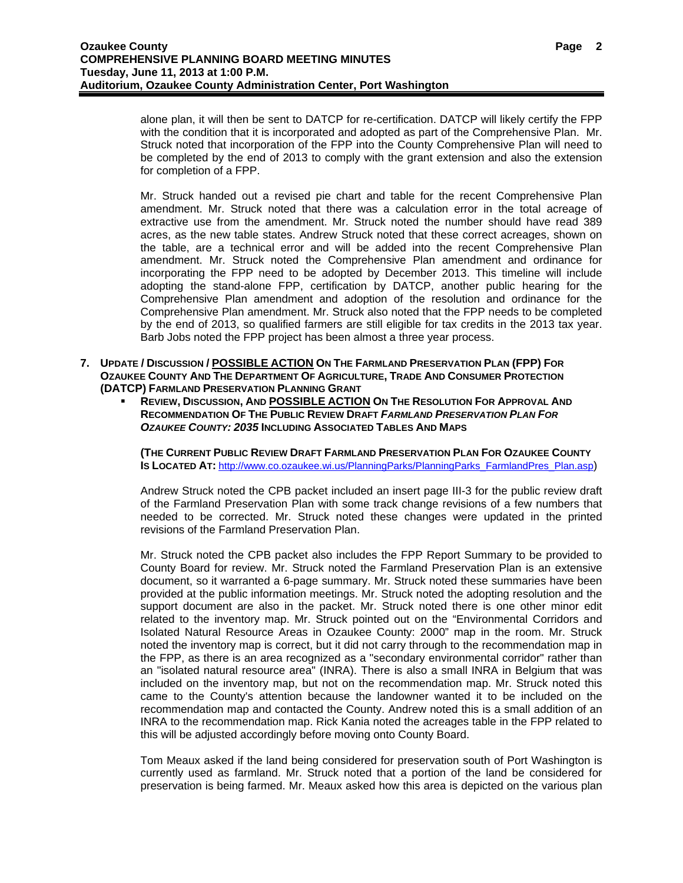alone plan, it will then be sent to DATCP for re-certification. DATCP will likely certify the FPP with the condition that it is incorporated and adopted as part of the Comprehensive Plan. Mr. Struck noted that incorporation of the FPP into the County Comprehensive Plan will need to be completed by the end of 2013 to comply with the grant extension and also the extension for completion of a FPP.

Mr. Struck handed out a revised pie chart and table for the recent Comprehensive Plan amendment. Mr. Struck noted that there was a calculation error in the total acreage of extractive use from the amendment. Mr. Struck noted the number should have read 389 acres, as the new table states. Andrew Struck noted that these correct acreages, shown on the table, are a technical error and will be added into the recent Comprehensive Plan amendment. Mr. Struck noted the Comprehensive Plan amendment and ordinance for incorporating the FPP need to be adopted by December 2013. This timeline will include adopting the stand-alone FPP, certification by DATCP, another public hearing for the Comprehensive Plan amendment and adoption of the resolution and ordinance for the Comprehensive Plan amendment. Mr. Struck also noted that the FPP needs to be completed by the end of 2013, so qualified farmers are still eligible for tax credits in the 2013 tax year. Barb Jobs noted the FPP project has been almost a three year process.

**7. UPDATE / DISCUSSION / <u>POSSIBLE ACTION</u> ON THE FARMLAND PRESERVATION PLAN (FPP) FOR OZAUKEE COUNTY AND THE DEPARTMENT OF AGRICULTURE, TRADE AND CONSUMER PROTECTION (DATCP) FARMLAND PRESERVATION PLANNING GRANT**

- **REVIEW, DISCUSSION, AND <u>POSSIBLE ACTION</u> ON THE RESOLUTION FOR APPROVAL AND RECOMMENDATION OF THE PUBLIC REVIEW DRAFT *FARMLAND PRESERVATION PLAN FOR OZAUKEE COUNTY: 2035* INCLUDING ASSOCIATED TABLES AND MAPS**

**(THE CURRENT PUBLIC REVIEW DRAFT FARMLAND PRESERVATION PLAN FOR OZAUKEE COUNTY IS LOCATED AT:** http://www.co.ozaukee.wi.us/PlanningParks/PlanningParks_FarmlandPres_Plan.asp)

Andrew Struck noted the CPB packet included an insert page III-3 for the public review draft of the Farmland Preservation Plan with some track change revisions of a few numbers that needed to be corrected. Mr. Struck noted these changes were updated in the printed revisions of the Farmland Preservation Plan.

Mr. Struck noted the CPB packet also includes the FPP Report Summary to be provided to County Board for review. Mr. Struck noted the Farmland Preservation Plan is an extensive document, so it warranted a 6-page summary. Mr. Struck noted these summaries have been provided at the public information meetings. Mr. Struck noted the adopting resolution and the support document are also in the packet. Mr. Struck noted there is one other minor edit related to the inventory map. Mr. Struck pointed out on the "Environmental Corridors and Isolated Natural Resource Areas in Ozaukee County: 2000" map in the room. Mr. Struck noted the inventory map is correct, but it did not carry through to the recommendation map in the FPP, as there is an area recognized as a "secondary environmental corridor" rather than an "isolated natural resource area" (INRA). There is also a small INRA in Belgium that was included on the inventory map, but not on the recommendation map. Mr. Struck noted this came to the County's attention because the landowner wanted it to be included on the recommendation map and contacted the County. Andrew noted this is a small addition of an INRA to the recommendation map. Rick Kania noted the acreages table in the FPP related to this will be adjusted accordingly before moving onto County Board.

Tom Meaux asked if the land being considered for preservation south of Port Washington is currently used as farmland. Mr. Struck noted that a portion of the land be considered for preservation is being farmed. Mr. Meaux asked how this area is depicted on the various plan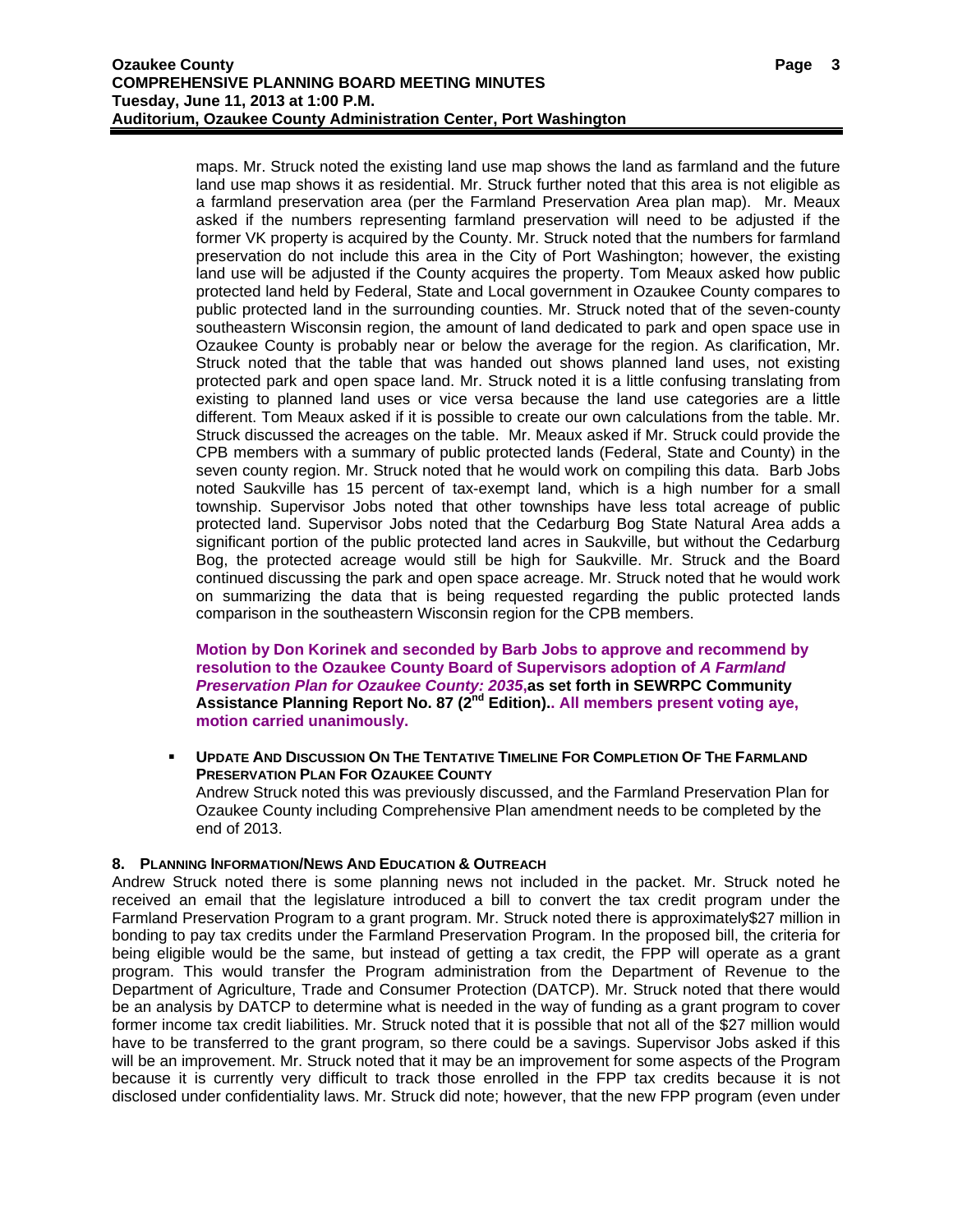maps. Mr. Struck noted the existing land use map shows the land as farmland and the future land use map shows it as residential. Mr. Struck further noted that this area is not eligible as a farmland preservation area (per the Farmland Preservation Area plan map). Mr. Meaux asked if the numbers representing farmland preservation will need to be adjusted if the former VK property is acquired by the County. Mr. Struck noted that the numbers for farmland preservation do not include this area in the City of Port Washington; however, the existing land use will be adjusted if the County acquires the property. Tom Meaux asked how public protected land held by Federal, State and Local government in Ozaukee County compares to public protected land in the surrounding counties. Mr. Struck noted that of the seven-county southeastern Wisconsin region, the amount of land dedicated to park and open space use in Ozaukee County is probably near or below the average for the region. As clarification, Mr. Struck noted that the table that was handed out shows planned land uses, not existing protected park and open space land. Mr. Struck noted it is a little confusing translating from existing to planned land uses or vice versa because the land use categories are a little different. Tom Meaux asked if it is possible to create our own calculations from the table. Mr. Struck discussed the acreages on the table. Mr. Meaux asked if Mr. Struck could provide the CPB members with a summary of public protected lands (Federal, State and County) in the seven county region. Mr. Struck noted that he would work on compiling this data. Barb Jobs noted Saukville has 15 percent of tax-exempt land, which is a high number for a small township. Supervisor Jobs noted that other townships have less total acreage of public protected land. Supervisor Jobs noted that the Cedarburg Bog State Natural Area adds a significant portion of the public protected land acres in Saukville, but without the Cedarburg Bog, the protected acreage would still be high for Saukville. Mr. Struck and the Board continued discussing the park and open space acreage. Mr. Struck noted that he would work on summarizing the data that is being requested regarding the public protected lands comparison in the southeastern Wisconsin region for the CPB members.

**Motion by Don Korinek and seconded by Barb Jobs to approve and recommend by resolution to the Ozaukee County Board of Supervisors adoption of *A Farmland Preservation Plan for Ozaukee County: 2035*, as set forth in SEWRPC Community Assistance Planning Report No. 87 (2nd Edition).. All members present voting aye, motion carried unanimously.**

- **UPDATE AND DISCUSSION ON THE TENTATIVE TIMELINE FOR COMPLETION OF THE FARMLAND PRESERVATION PLAN FOR OZAUKEE COUNTY**
  Andrew Struck noted this was previously discussed, and the Farmland Preservation Plan for Ozaukee County including Comprehensive Plan amendment needs to be completed by the end of 2013.

## 8. PLANNING INFORMATION/NEWS AND EDUCATION & OUTREACH

Andrew Struck noted there is some planning news not included in the packet. Mr. Struck noted he received an email that the legislature introduced a bill to convert the tax credit program under the Farmland Preservation Program to a grant program. Mr. Struck noted there is approximately$27 million in bonding to pay tax credits under the Farmland Preservation Program. In the proposed bill, the criteria for being eligible would be the same, but instead of getting a tax credit, the FPP will operate as a grant program. This would transfer the Program administration from the Department of Revenue to the Department of Agriculture, Trade and Consumer Protection (DATCP). Mr. Struck noted that there would be an analysis by DATCP to determine what is needed in the way of funding as a grant program to cover former income tax credit liabilities. Mr. Struck noted that it is possible that not all of the $27 million would have to be transferred to the grant program, so there could be a savings. Supervisor Jobs asked if this will be an improvement. Mr. Struck noted that it may be an improvement for some aspects of the Program because it is currently very difficult to track those enrolled in the FPP tax credits because it is not disclosed under confidentiality laws. Mr. Struck did note; however, that the new FPP program (even under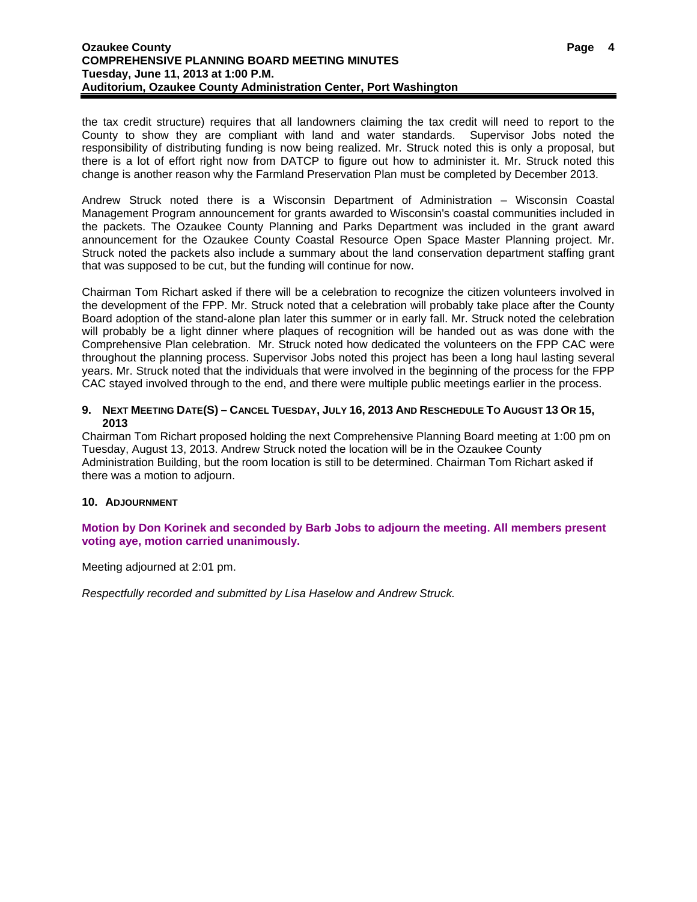the tax credit structure) requires that all landowners claiming the tax credit will need to report to the County to show they are compliant with land and water standards. Supervisor Jobs noted the responsibility of distributing funding is now being realized. Mr. Struck noted this is only a proposal, but there is a lot of effort right now from DATCP to figure out how to administer it. Mr. Struck noted this change is another reason why the Farmland Preservation Plan must be completed by December 2013.

Andrew Struck noted there is a Wisconsin Department of Administration – Wisconsin Coastal Management Program announcement for grants awarded to Wisconsin's coastal communities included in the packets. The Ozaukee County Planning and Parks Department was included in the grant award announcement for the Ozaukee County Coastal Resource Open Space Master Planning project. Mr. Struck noted the packets also include a summary about the land conservation department staffing grant that was supposed to be cut, but the funding will continue for now.

Chairman Tom Richart asked if there will be a celebration to recognize the citizen volunteers involved in the development of the FPP. Mr. Struck noted that a celebration will probably take place after the County Board adoption of the stand-alone plan later this summer or in early fall. Mr. Struck noted the celebration will probably be a light dinner where plaques of recognition will be handed out as was done with the Comprehensive Plan celebration. Mr. Struck noted how dedicated the volunteers on the FPP CAC were throughout the planning process. Supervisor Jobs noted this project has been a long haul lasting several years. Mr. Struck noted that the individuals that were involved in the beginning of the process for the FPP CAC stayed involved through to the end, and there were multiple public meetings earlier in the process.

### 9. NEXT MEETING DATE(S) – CANCEL TUESDAY, JULY 16, 2013 AND RESCHEDULE TO AUGUST 13 OR 15, 2013

Chairman Tom Richart proposed holding the next Comprehensive Planning Board meeting at 1:00 pm on Tuesday, August 13, 2013. Andrew Struck noted the location will be in the Ozaukee County Administration Building, but the room location is still to be determined. Chairman Tom Richart asked if there was a motion to adjourn.

### 10. ADJOURNMENT

**Motion by Don Korinek and seconded by Barb Jobs to adjourn the meeting. All members present voting aye, motion carried unanimously.**

Meeting adjourned at 2:01 pm.

*Respectfully recorded and submitted by Lisa Haselow and Andrew Struck.*